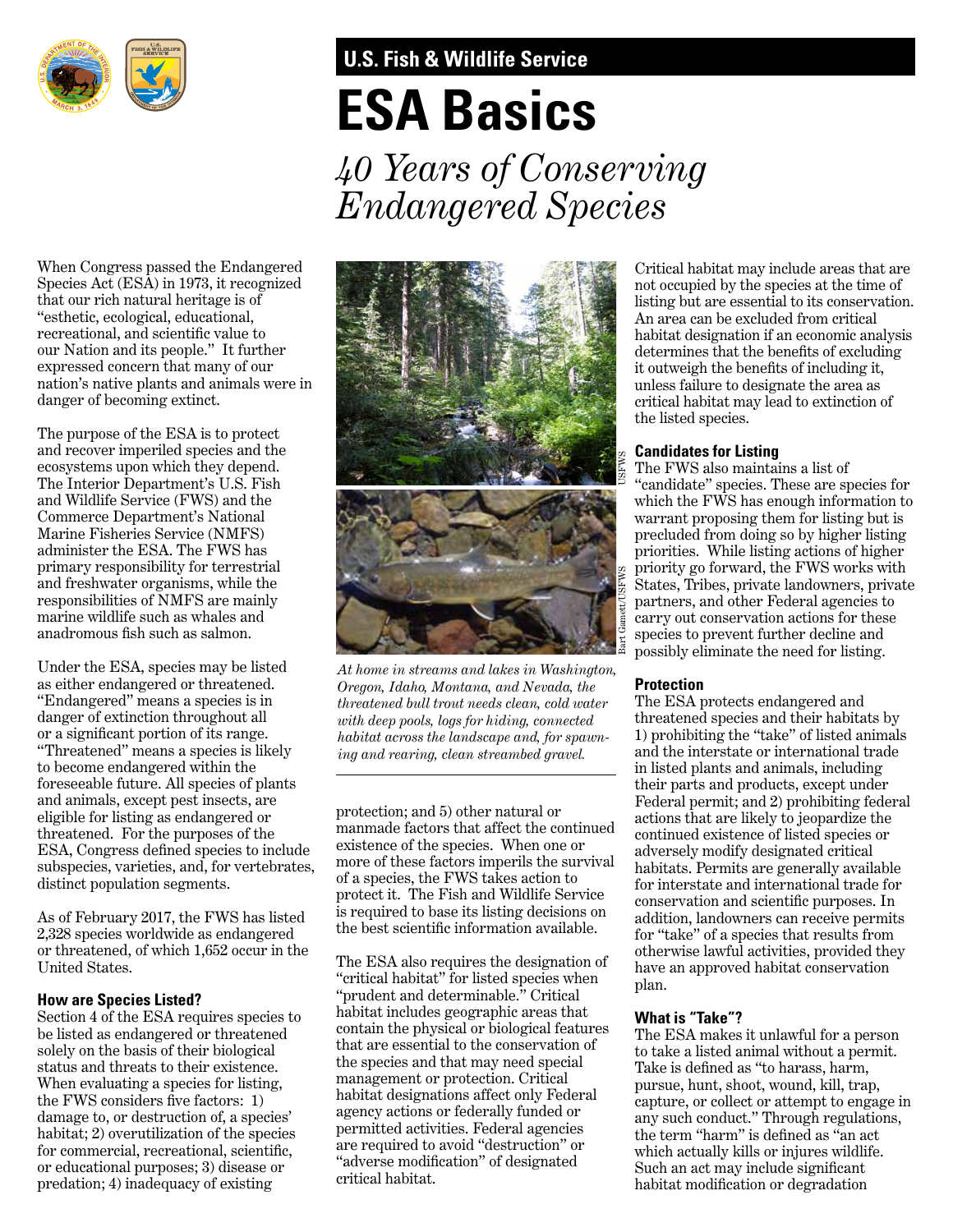U.S. Fish & Wildlife Service

# ESA Basics

## *40 Years of Conserving Endangered Species*

When Congress passed the Endangered Species Act (ESA) in 1973, it recognized that our rich natural heritage is of "esthetic, ecological, educational, recreational, and scientific value to our Nation and its people." It further expressed concern that many of our nation's native plants and animals were in danger of becoming extinct.

The purpose of the ESA is to protect and recover imperiled species and the ecosystems upon which they depend. The Interior Department's U.S. Fish and Wildlife Service (FWS) and the Commerce Department's National Marine Fisheries Service (NMFS) administer the ESA. The FWS has primary responsibility for terrestrial and freshwater organisms, while the responsibilities of NMFS are mainly marine wildlife such as whales and anadromous fish such as salmon.

Under the ESA, species may be listed as either endangered or threatened. "Endangered" means a species is in danger of extinction throughout all or a significant portion of its range. "Threatened" means a species is likely to become endangered within the foreseeable future. All species of plants and animals, except pest insects, are eligible for listing as endangered or threatened. For the purposes of the ESA, Congress defined species to include subspecies, varieties, and, for vertebrates, distinct population segments.

As of February 2017, the FWS has listed 2,328 species worldwide as endangered or threatened, of which 1,652 occur in the United States.

### How are Species Listed?

Section 4 of the ESA requires species to be listed as endangered or threatened solely on the basis of their biological status and threats to their existence. When evaluating a species for listing, the FWS considers five factors: 1) damage to, or destruction of, a species' habitat; 2) overutilization of the species for commercial, recreational, scientific, or educational purposes; 3) disease or predation; 4) inadequacy of existing protection; and 5) other natural or manmade factors that affect the continued existence of the species. When one or more of these factors imperils the survival of a species, the FWS takes action to protect it. The Fish and Wildlife Service is required to base its listing decisions on the best scientific information available.

*At home in streams and lakes in Washington, Oregon, Idaho, Montana, and Nevada, the threatened bull trout needs clean, cold water with deep pools, logs for hiding, connected habitat across the landscape and, for spawning and rearing, clean streambed gravel.*

The ESA also requires the designation of "critical habitat" for listed species when "prudent and determinable." Critical habitat includes geographic areas that contain the physical or biological features that are essential to the conservation of the species and that may need special management or protection. Critical habitat designations affect only Federal agency actions or federally funded or permitted activities. Federal agencies are required to avoid "destruction" or "adverse modification" of designated critical habitat.

Critical habitat may include areas that are not occupied by the species at the time of listing but are essential to its conservation. An area can be excluded from critical habitat designation if an economic analysis determines that the benefits of excluding it outweigh the benefits of including it, unless failure to designate the area as critical habitat may lead to extinction of the listed species.

### Candidates for Listing

The FWS also maintains a list of "candidate" species. These are species for which the FWS has enough information to warrant proposing them for listing but is precluded from doing so by higher listing priorities. While listing actions of higher priority go forward, the FWS works with States, Tribes, private landowners, private partners, and other Federal agencies to carry out conservation actions for these species to prevent further decline and possibly eliminate the need for listing.

### Protection

The ESA protects endangered and threatened species and their habitats by 1) prohibiting the "take" of listed animals and the interstate or international trade in listed plants and animals, including their parts and products, except under Federal permit; and 2) prohibiting federal actions that are likely to jeopardize the continued existence of listed species or adversely modify designated critical habitats. Permits are generally available for interstate and international trade for conservation and scientific purposes. In addition, landowners can receive permits for "take" of a species that results from otherwise lawful activities, provided they have an approved habitat conservation plan.

### What is "Take"?

The ESA makes it unlawful for a person to take a listed animal without a permit. Take is defined as "to harass, harm, pursue, hunt, shoot, wound, kill, trap, capture, or collect or attempt to engage in any such conduct." Through regulations, the term "harm" is defined as "an act which actually kills or injures wildlife. Such an act may include significant habitat modification or degradation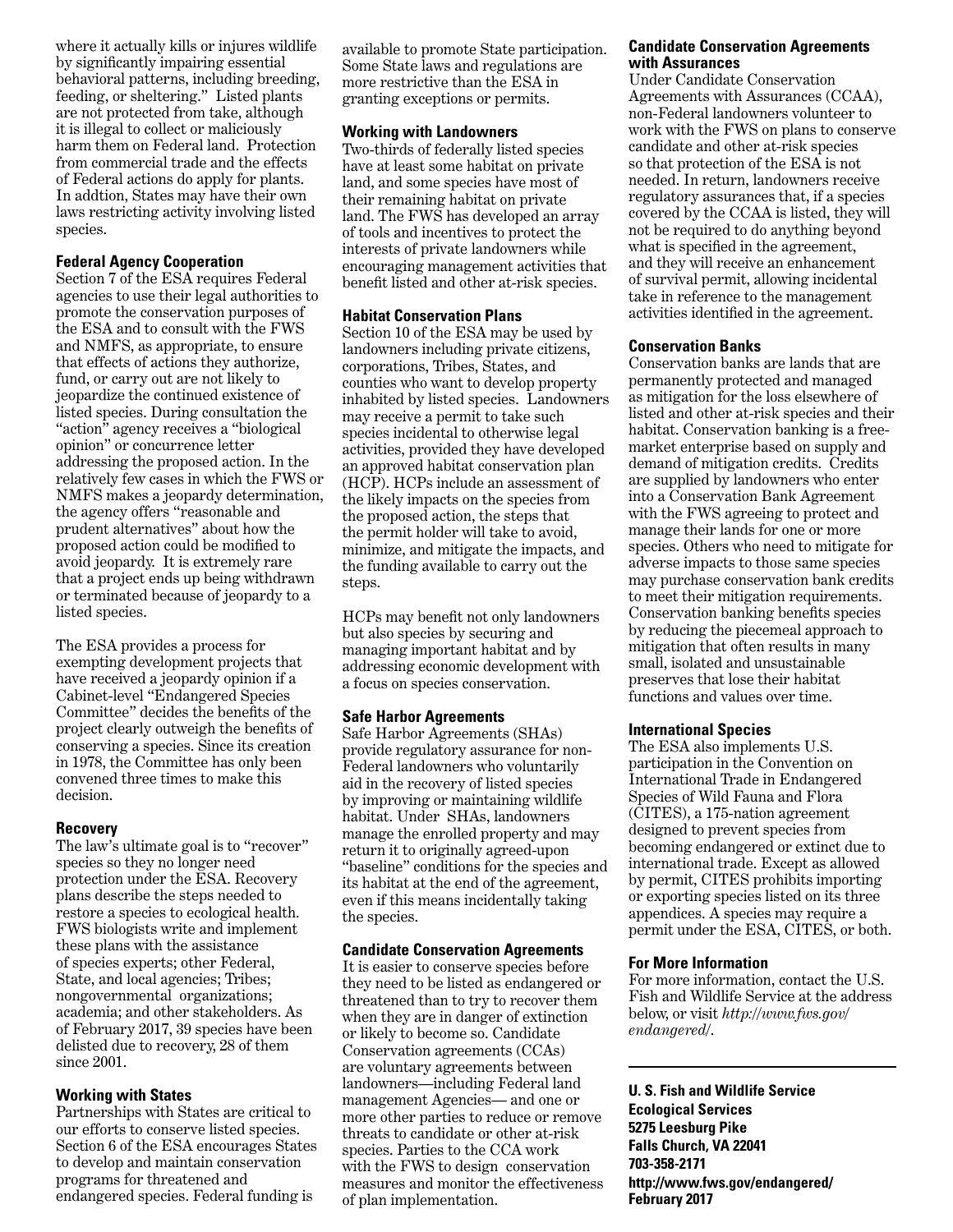where it actually kills or injures wildlife by significantly impairing essential behavioral patterns, including breeding, feeding, or sheltering." Listed plants are not protected from take, although it is illegal to collect or maliciously harm them on Federal land. Protection from commercial trade and the effects of Federal actions do apply for plants. In addtion, States may have their own laws restricting activity involving listed species.

### Federal Agency Cooperation

Section 7 of the ESA requires Federal agencies to use their legal authorities to promote the conservation purposes of the ESA and to consult with the FWS and NMFS, as appropriate, to ensure that effects of actions they authorize, fund, or carry out are not likely to jeopardize the continued existence of listed species. During consultation the "action" agency receives a "biological opinion" or concurrence letter addressing the proposed action. In the relatively few cases in which the FWS or NMFS makes a jeopardy determination, the agency offers "reasonable and prudent alternatives" about how the proposed action could be modified to avoid jeopardy. It is extremely rare that a project ends up being withdrawn or terminated because of jeopardy to a listed species.

The ESA provides a process for exempting development projects that have received a jeopardy opinion if a Cabinet-level "Endangered Species Committee" decides the benefits of the project clearly outweigh the benefits of conserving a species. Since its creation in 1978, the Committee has only been convened three times to make this decision.

### Recovery

The law's ultimate goal is to "recover" species so they no longer need protection under the ESA. Recovery plans describe the steps needed to restore a species to ecological health. FWS biologists write and implement these plans with the assistance of species experts; other Federal, State, and local agencies; Tribes; nongovernmental organizations; academia; and other stakeholders. As of February 2017, 39 species have been delisted due to recovery, 28 of them since 2001.

### Working with States

Partnerships with States are critical to our efforts to conserve listed species. Section 6 of the ESA encourages States to develop and maintain conservation programs for threatened and endangered species. Federal funding is available to promote State participation. Some State laws and regulations are more restrictive than the ESA in granting exceptions or permits.

### Working with Landowners

Two-thirds of federally listed species have at least some habitat on private land, and some species have most of their remaining habitat on private land. The FWS has developed an array of tools and incentives to protect the interests of private landowners while encouraging management activities that benefit listed and other at-risk species.

### Habitat Conservation Plans

Section 10 of the ESA may be used by landowners including private citizens, corporations, Tribes, States, and counties who want to develop property inhabited by listed species. Landowners may receive a permit to take such species incidental to otherwise legal activities, provided they have developed an approved habitat conservation plan (HCP). HCPs include an assessment of the likely impacts on the species from the proposed action, the steps that the permit holder will take to avoid, minimize, and mitigate the impacts, and the funding available to carry out the steps.

HCPs may benefit not only landowners but also species by securing and managing important habitat and by addressing economic development with a focus on species conservation.

### Safe Harbor Agreements

Safe Harbor Agreements (SHAs) provide regulatory assurance for non-Federal landowners who voluntarily aid in the recovery of listed species by improving or maintaining wildlife habitat. Under SHAs, landowners manage the enrolled property and may return it to originally agreed-upon "baseline" conditions for the species and its habitat at the end of the agreement, even if this means incidentally taking the species.

### Candidate Conservation Agreements

It is easier to conserve species before they need to be listed as endangered or threatened than to try to recover them when they are in danger of extinction or likely to become so. Candidate Conservation agreements (CCAs) are voluntary agreements between landowners—including Federal land management Agencies— and one or more other parties to reduce or remove threats to candidate or other at-risk species. Parties to the CCA work with the FWS to design conservation measures and monitor the effectiveness of plan implementation.

### Candidate Conservation Agreements with Assurances

Under Candidate Conservation Agreements with Assurances (CCAA), non-Federal landowners volunteer to work with the FWS on plans to conserve candidate and other at-risk species so that protection of the ESA is not needed. In return, landowners receive regulatory assurances that, if a species covered by the CCAA is listed, they will not be required to do anything beyond what is specified in the agreement, and they will receive an enhancement of survival permit, allowing incidental take in reference to the management activities identified in the agreement.

### Conservation Banks

Conservation banks are lands that are permanently protected and managed as mitigation for the loss elsewhere of listed and other at-risk species and their habitat. Conservation banking is a free-market enterprise based on supply and demand of mitigation credits. Credits are supplied by landowners who enter into a Conservation Bank Agreement with the FWS agreeing to protect and manage their lands for one or more species. Others who need to mitigate for adverse impacts to those same species may purchase conservation bank credits to meet their mitigation requirements. Conservation banking benefits species by reducing the piecemeal approach to mitigation that often results in many small, isolated and unsustainable preserves that lose their habitat functions and values over time.

### International Species

The ESA also implements U.S. participation in the Convention on International Trade in Endangered Species of Wild Fauna and Flora (CITES), a 175-nation agreement designed to prevent species from becoming endangered or extinct due to international trade. Except as allowed by permit, CITES prohibits importing or exporting species listed on its three appendices. A species may require a permit under the ESA, CITES, or both.

### For More Information

For more information, contact the U.S. Fish and Wildlife Service at the address below, or visit *http://www.fws.gov/endangered/*.

---

**U. S. Fish and Wildlife Service**
**Ecological Services**
**5275 Leesburg Pike**
**Falls Church, VA 22041**
**703-358-2171**
**http://www.fws.gov/endangered/**
**February 2017**